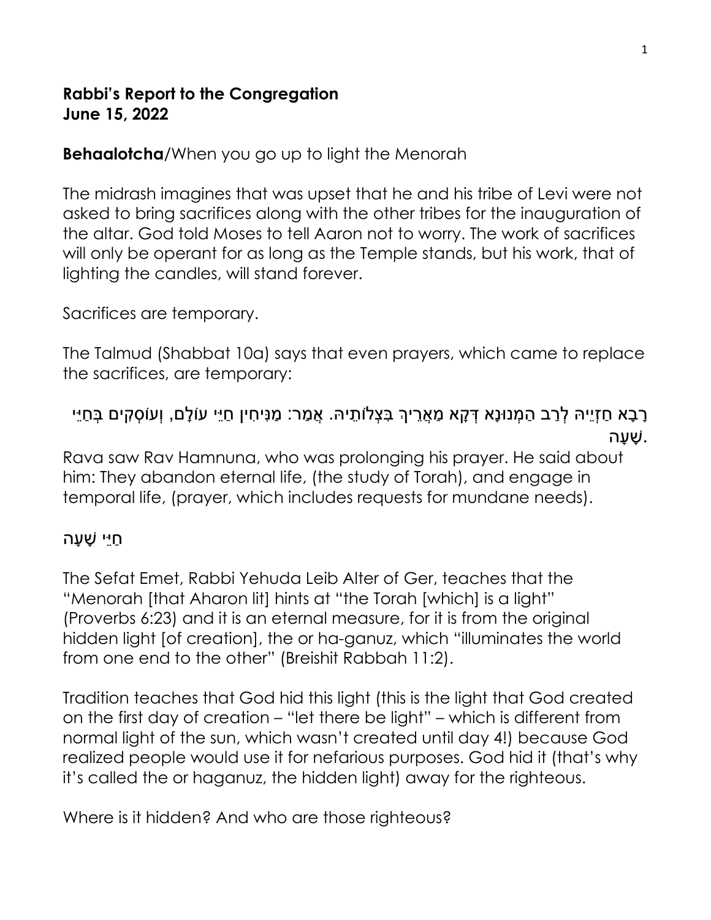**Rabbi's Report to the Congregation**
**June 15, 2022**

**Behaalotcha**/When you go up to light the Menorah

The midrash imagines that was upset that he and his tribe of Levi were not asked to bring sacrifices along with the other tribes for the inauguration of the altar. God told Moses to tell Aaron not to worry. The work of sacrifices will only be operant for as long as the Temple stands, but his work, that of lighting the candles, will stand forever.

Sacrifices are temporary.

The Talmud (Shabbat 10a) says that even prayers, which came to replace the sacrifices, are temporary:

רָבָא חַזְיֵיהּ לְרַב הַמְנוּנָא דְּקָא מַאֲרֵיךְ בִּצְלוֹתֵיהּ. אֲמַר: מַנִּיחִין חַיֵּי עוֹלָם, וְעוֹסְקִים בְּחַיֵּי שָׁעָה.

Rava saw Rav Hamnuna, who was prolonging his prayer. He said about him: They abandon eternal life, (the study of Torah), and engage in temporal life, (prayer, which includes requests for mundane needs).

**חַיֵּי שָׁעָה**

The Sefat Emet, Rabbi Yehuda Leib Alter of Ger, teaches that the "Menorah [that Aharon lit] hints at "the Torah [which] is a light" (Proverbs 6:23) and it is an eternal measure, for it is from the original hidden light [of creation], the or ha-ganuz, which "illuminates the world from one end to the other" (Breishit Rabbah 11:2).

Tradition teaches that God hid this light (this is the light that God created on the first day of creation – "let there be light" – which is different from normal light of the sun, which wasn't created until day 4!) because God realized people would use it for nefarious purposes. God hid it (that's why it's called the or haganuz, the hidden light) away for the righteous.

Where is it hidden? And who are those righteous?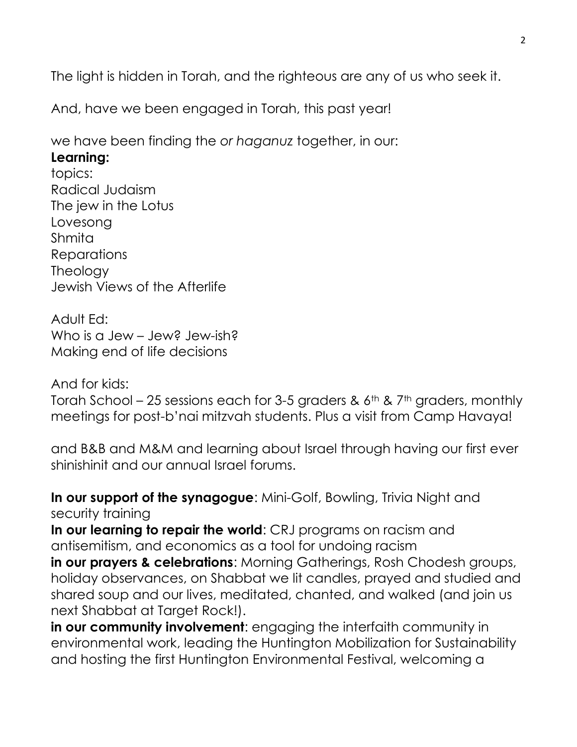The light is hidden in Torah, and the righteous are any of us who seek it.

And, have we been engaged in Torah, this past year!

we have been finding the *or haganuz* together, in our:

**Learning:**

topics:
Radical Judaism
The jew in the Lotus
Lovesong
Shmita
Reparations
Theology
Jewish Views of the Afterlife

Adult Ed:
Who is a Jew – Jew? Jew-ish?
Making end of life decisions

And for kids:
Torah School – 25 sessions each for 3-5 graders & 6th & 7th graders, monthly meetings for post-b'nai mitzvah students. Plus a visit from Camp Havaya!

and B&B and M&M and learning about Israel through having our first ever shinishinit and our annual Israel forums.

**In our support of the synagogue**: Mini-Golf, Bowling, Trivia Night and security training
**In our learning to repair the world**: CRJ programs on racism and antisemitism, and economics as a tool for undoing racism
**in our prayers & celebrations**: Morning Gatherings, Rosh Chodesh groups, holiday observances, on Shabbat we lit candles, prayed and studied and shared soup and our lives, meditated, chanted, and walked (and join us next Shabbat at Target Rock!).
**in our community involvement**: engaging the interfaith community in environmental work, leading the Huntington Mobilization for Sustainability and hosting the first Huntington Environmental Festival, welcoming a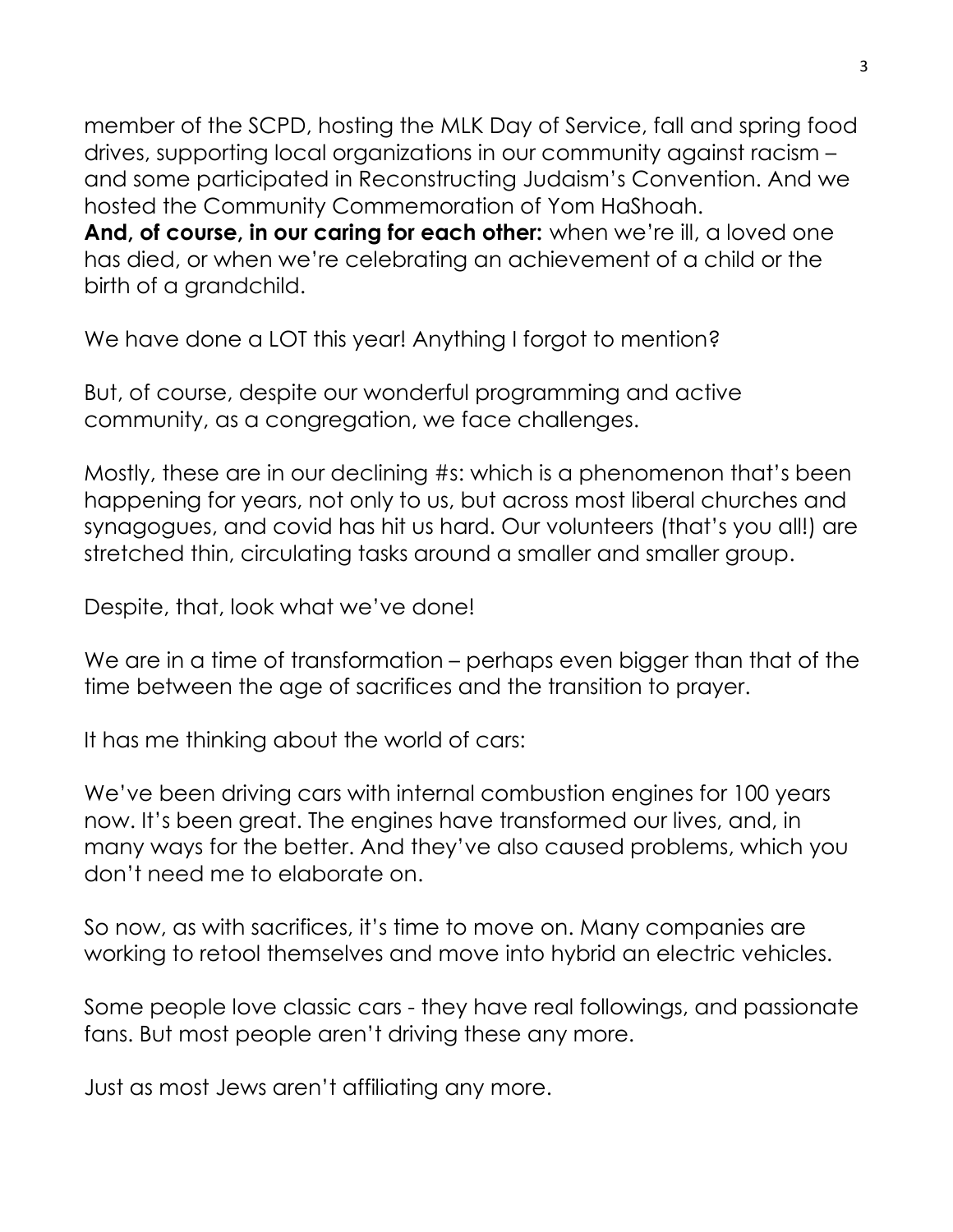member of the SCPD, hosting the MLK Day of Service, fall and spring food drives, supporting local organizations in our community against racism – and some participated in Reconstructing Judaism's Convention. And we hosted the Community Commemoration of Yom HaShoah.
**And, of course, in our caring for each other:** when we're ill, a loved one has died, or when we're celebrating an achievement of a child or the birth of a grandchild.

We have done a LOT this year! Anything I forgot to mention?

But, of course, despite our wonderful programming and active community, as a congregation, we face challenges.

Mostly, these are in our declining #s: which is a phenomenon that's been happening for years, not only to us, but across most liberal churches and synagogues, and covid has hit us hard. Our volunteers (that's you all!) are stretched thin, circulating tasks around a smaller and smaller group.

Despite, that, look what we've done!

We are in a time of transformation – perhaps even bigger than that of the time between the age of sacrifices and the transition to prayer.

It has me thinking about the world of cars:

We've been driving cars with internal combustion engines for 100 years now. It's been great. The engines have transformed our lives, and, in many ways for the better. And they've also caused problems, which you don't need me to elaborate on.

So now, as with sacrifices, it's time to move on. Many companies are working to retool themselves and move into hybrid an electric vehicles.

Some people love classic cars - they have real followings, and passionate fans. But most people aren't driving these any more.

Just as most Jews aren't affiliating any more.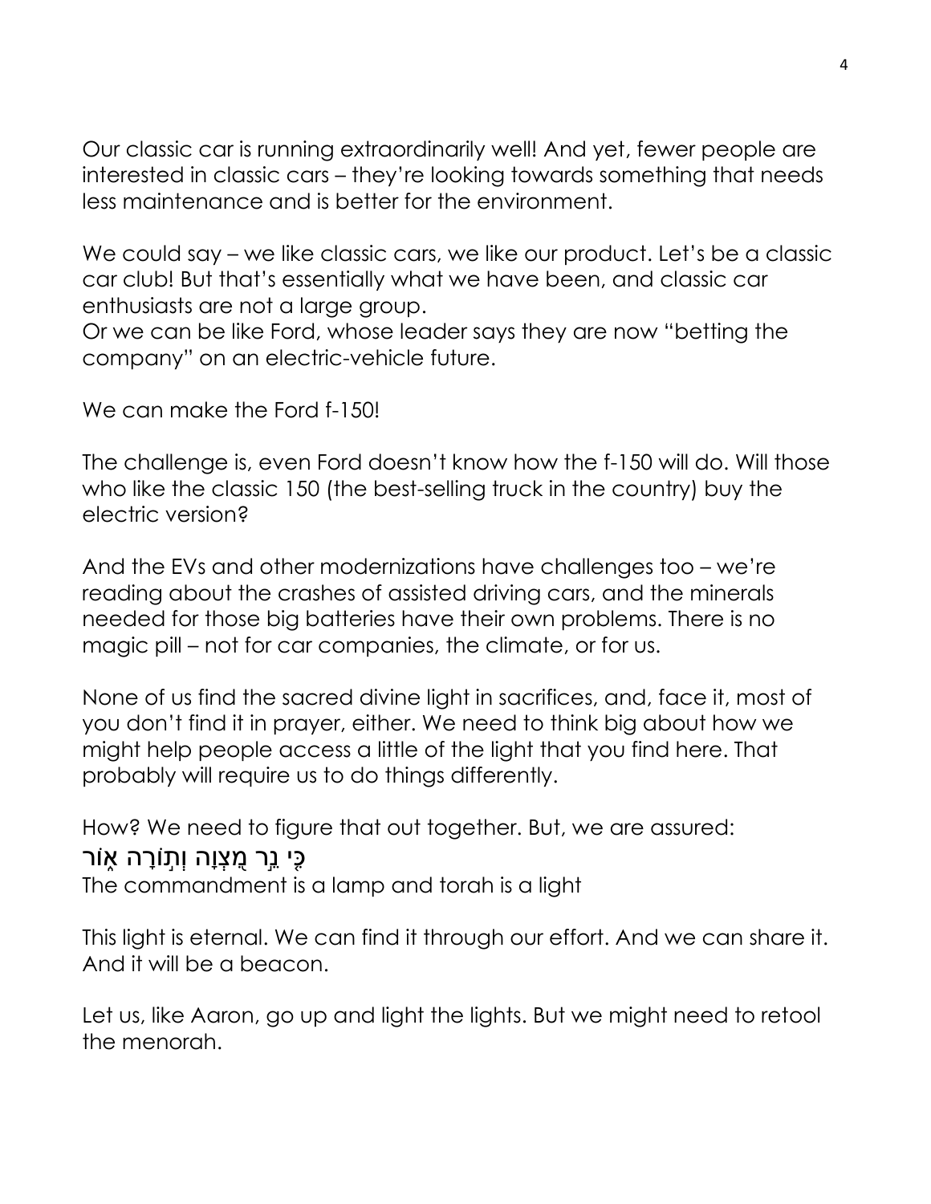Our classic car is running extraordinarily well! And yet, fewer people are interested in classic cars – they're looking towards something that needs less maintenance and is better for the environment.

We could say – we like classic cars, we like our product. Let's be a classic car club! But that's essentially what we have been, and classic car enthusiasts are not a large group.
Or we can be like Ford, whose leader says they are now "betting the company" on an electric-vehicle future.

We can make the Ford f-150!

The challenge is, even Ford doesn't know how the f-150 will do. Will those who like the classic 150 (the best-selling truck in the country) buy the electric version?

And the EVs and other modernizations have challenges too – we're reading about the crashes of assisted driving cars, and the minerals needed for those big batteries have their own problems. There is no magic pill – not for car companies, the climate, or for us.

None of us find the sacred divine light in sacrifices, and, face it, most of you don't find it in prayer, either. We need to think big about how we might help people access a little of the light that you find here. That probably will require us to do things differently.

How? We need to figure that out together. But, we are assured:
כִּ֤י נֵ֣ר מִ֭צְוָה וְת֣וֹרָה א֑וֹר
The commandment is a lamp and torah is a light

This light is eternal. We can find it through our effort. And we can share it. And it will be a beacon.

Let us, like Aaron, go up and light the lights. But we might need to retool the menorah.